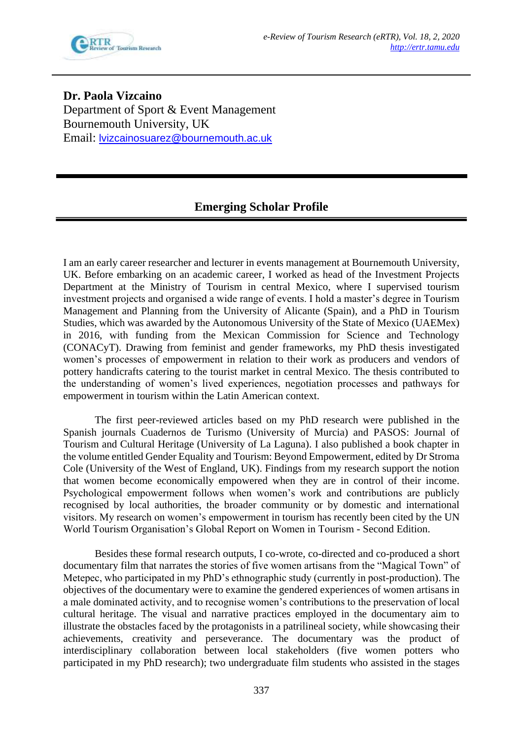**Dr. Paola Vizcaino**
Department of Sport & Event Management
Bournemouth University, UK
Email: lvizcainosuarez@bournemouth.ac.uk

## Emerging Scholar Profile

I am an early career researcher and lecturer in events management at Bournemouth University, UK. Before embarking on an academic career, I worked as head of the Investment Projects Department at the Ministry of Tourism in central Mexico, where I supervised tourism investment projects and organised a wide range of events. I hold a master's degree in Tourism Management and Planning from the University of Alicante (Spain), and a PhD in Tourism Studies, which was awarded by the Autonomous University of the State of Mexico (UAEMex) in 2016, with funding from the Mexican Commission for Science and Technology (CONACyT). Drawing from feminist and gender frameworks, my PhD thesis investigated women's processes of empowerment in relation to their work as producers and vendors of pottery handicrafts catering to the tourist market in central Mexico. The thesis contributed to the understanding of women's lived experiences, negotiation processes and pathways for empowerment in tourism within the Latin American context.

The first peer-reviewed articles based on my PhD research were published in the Spanish journals Cuadernos de Turismo (University of Murcia) and PASOS: Journal of Tourism and Cultural Heritage (University of La Laguna). I also published a book chapter in the volume entitled Gender Equality and Tourism: Beyond Empowerment, edited by Dr Stroma Cole (University of the West of England, UK). Findings from my research support the notion that women become economically empowered when they are in control of their income. Psychological empowerment follows when women's work and contributions are publicly recognised by local authorities, the broader community or by domestic and international visitors. My research on women's empowerment in tourism has recently been cited by the UN World Tourism Organisation's Global Report on Women in Tourism - Second Edition.

Besides these formal research outputs, I co-wrote, co-directed and co-produced a short documentary film that narrates the stories of five women artisans from the "Magical Town" of Metepec, who participated in my PhD's ethnographic study (currently in post-production). The objectives of the documentary were to examine the gendered experiences of women artisans in a male dominated activity, and to recognise women's contributions to the preservation of local cultural heritage. The visual and narrative practices employed in the documentary aim to illustrate the obstacles faced by the protagonists in a patrilineal society, while showcasing their achievements, creativity and perseverance. The documentary was the product of interdisciplinary collaboration between local stakeholders (five women potters who participated in my PhD research); two undergraduate film students who assisted in the stages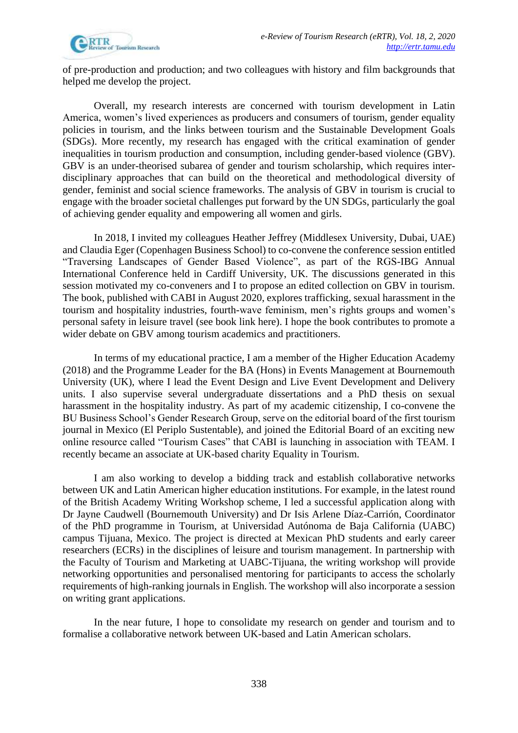of pre-production and production; and two colleagues with history and film backgrounds that helped me develop the project.

Overall, my research interests are concerned with tourism development in Latin America, women's lived experiences as producers and consumers of tourism, gender equality policies in tourism, and the links between tourism and the Sustainable Development Goals (SDGs). More recently, my research has engaged with the critical examination of gender inequalities in tourism production and consumption, including gender-based violence (GBV). GBV is an under-theorised subarea of gender and tourism scholarship, which requires inter-disciplinary approaches that can build on the theoretical and methodological diversity of gender, feminist and social science frameworks. The analysis of GBV in tourism is crucial to engage with the broader societal challenges put forward by the UN SDGs, particularly the goal of achieving gender equality and empowering all women and girls.

In 2018, I invited my colleagues Heather Jeffrey (Middlesex University, Dubai, UAE) and Claudia Eger (Copenhagen Business School) to co-convene the conference session entitled "Traversing Landscapes of Gender Based Violence", as part of the RGS-IBG Annual International Conference held in Cardiff University, UK. The discussions generated in this session motivated my co-conveners and I to propose an edited collection on GBV in tourism. The book, published with CABI in August 2020, explores trafficking, sexual harassment in the tourism and hospitality industries, fourth-wave feminism, men's rights groups and women's personal safety in leisure travel (see book link here). I hope the book contributes to promote a wider debate on GBV among tourism academics and practitioners.

In terms of my educational practice, I am a member of the Higher Education Academy (2018) and the Programme Leader for the BA (Hons) in Events Management at Bournemouth University (UK), where I lead the Event Design and Live Event Development and Delivery units. I also supervise several undergraduate dissertations and a PhD thesis on sexual harassment in the hospitality industry. As part of my academic citizenship, I co-convene the BU Business School's Gender Research Group, serve on the editorial board of the first tourism journal in Mexico (El Periplo Sustentable), and joined the Editorial Board of an exciting new online resource called "Tourism Cases" that CABI is launching in association with TEAM. I recently became an associate at UK-based charity Equality in Tourism.

I am also working to develop a bidding track and establish collaborative networks between UK and Latin American higher education institutions. For example, in the latest round of the British Academy Writing Workshop scheme, I led a successful application along with Dr Jayne Caudwell (Bournemouth University) and Dr Isis Arlene Díaz-Carrión, Coordinator of the PhD programme in Tourism, at Universidad Autónoma de Baja California (UABC) campus Tijuana, Mexico. The project is directed at Mexican PhD students and early career researchers (ECRs) in the disciplines of leisure and tourism management. In partnership with the Faculty of Tourism and Marketing at UABC-Tijuana, the writing workshop will provide networking opportunities and personalised mentoring for participants to access the scholarly requirements of high-ranking journals in English. The workshop will also incorporate a session on writing grant applications.

In the near future, I hope to consolidate my research on gender and tourism and to formalise a collaborative network between UK-based and Latin American scholars.